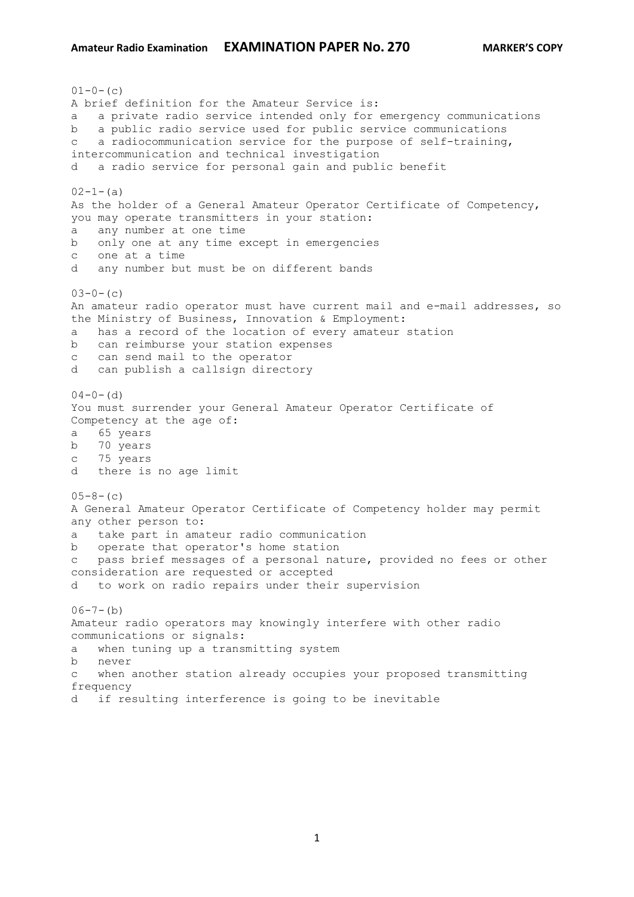# Amateur Radio Examination EXAMINATION PAPER No. 270 MARKER'S COPY

01-0-(c)
A brief definition for the Amateur Service is:
a a private radio service intended only for emergency communications
b a public radio service used for public service communications
c a radiocommunication service for the purpose of self-training, intercommunication and technical investigation
d a radio service for personal gain and public benefit

02-1-(a)
As the holder of a General Amateur Operator Certificate of Competency, you may operate transmitters in your station:
a any number at one time
b only one at any time except in emergencies
c one at a time
d any number but must be on different bands

03-0-(c)
An amateur radio operator must have current mail and e-mail addresses, so the Ministry of Business, Innovation & Employment:
a has a record of the location of every amateur station
b can reimburse your station expenses
c can send mail to the operator
d can publish a callsign directory

04-0-(d)
You must surrender your General Amateur Operator Certificate of Competency at the age of:
a 65 years
b 70 years
c 75 years
d there is no age limit

05-8-(c)
A General Amateur Operator Certificate of Competency holder may permit any other person to:
a take part in amateur radio communication
b operate that operator's home station
c pass brief messages of a personal nature, provided no fees or other consideration are requested or accepted
d to work on radio repairs under their supervision

06-7-(b)
Amateur radio operators may knowingly interfere with other radio communications or signals:
a when tuning up a transmitting system
b never
c when another station already occupies your proposed transmitting frequency
d if resulting interference is going to be inevitable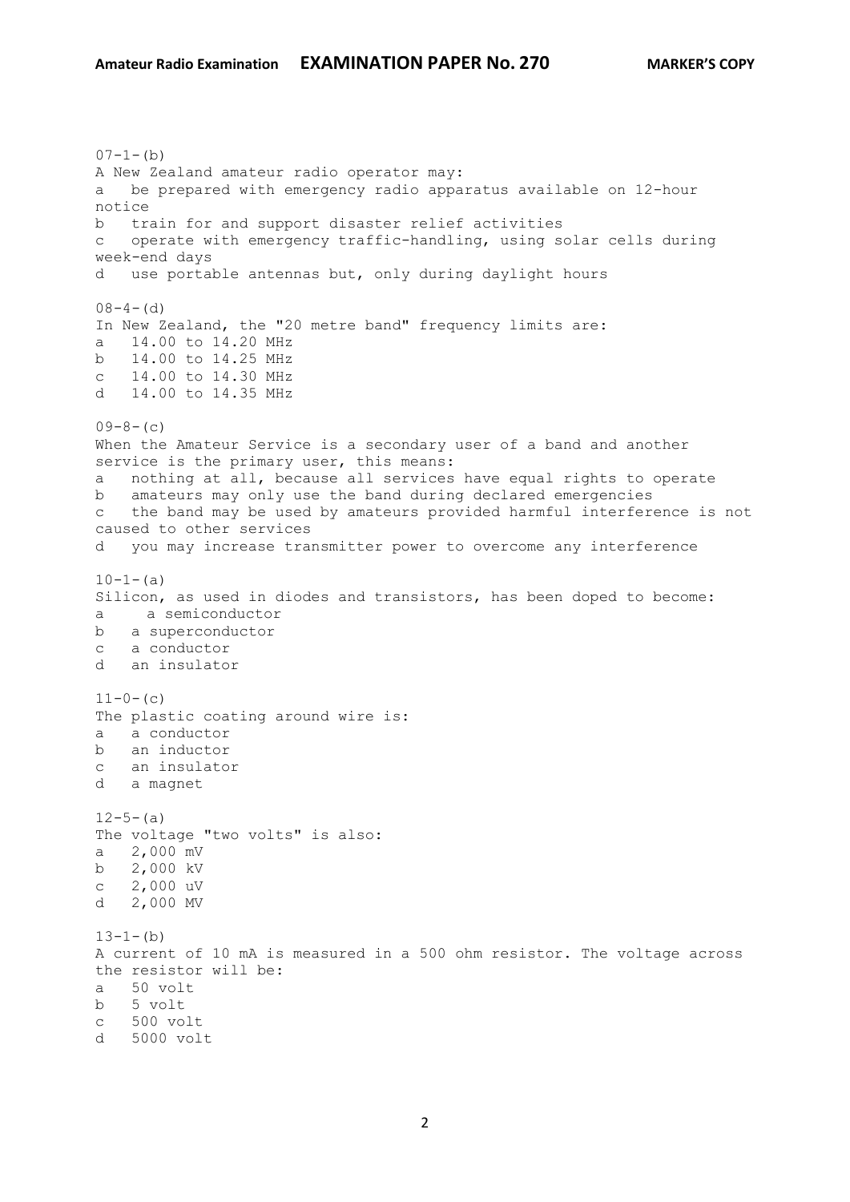07-1-(b)
A New Zealand amateur radio operator may:
a   be prepared with emergency radio apparatus available on 12-hour notice
b   train for and support disaster relief activities
c   operate with emergency traffic-handling, using solar cells during week-end days
d   use portable antennas but, only during daylight hours

08-4-(d)
In New Zealand, the "20 metre band" frequency limits are:
a   14.00 to 14.20 MHz
b   14.00 to 14.25 MHz
c   14.00 to 14.30 MHz
d   14.00 to 14.35 MHz

09-8-(c)
When the Amateur Service is a secondary user of a band and another service is the primary user, this means:
a   nothing at all, because all services have equal rights to operate
b   amateurs may only use the band during declared emergencies
c   the band may be used by amateurs provided harmful interference is not caused to other services
d   you may increase transmitter power to overcome any interference

10-1-(a)
Silicon, as used in diodes and transistors, has been doped to become:
a   a semiconductor
b   a superconductor
c   a conductor
d   an insulator

11-0-(c)
The plastic coating around wire is:
a   a conductor
b   an inductor
c   an insulator
d   a magnet

12-5-(a)
The voltage "two volts" is also:
a   2,000 mV
b   2,000 kV
c   2,000 uV
d   2,000 MV

13-1-(b)
A current of 10 mA is measured in a 500 ohm resistor. The voltage across the resistor will be:
a   50 volt
b   5 volt
c   500 volt
d   5000 volt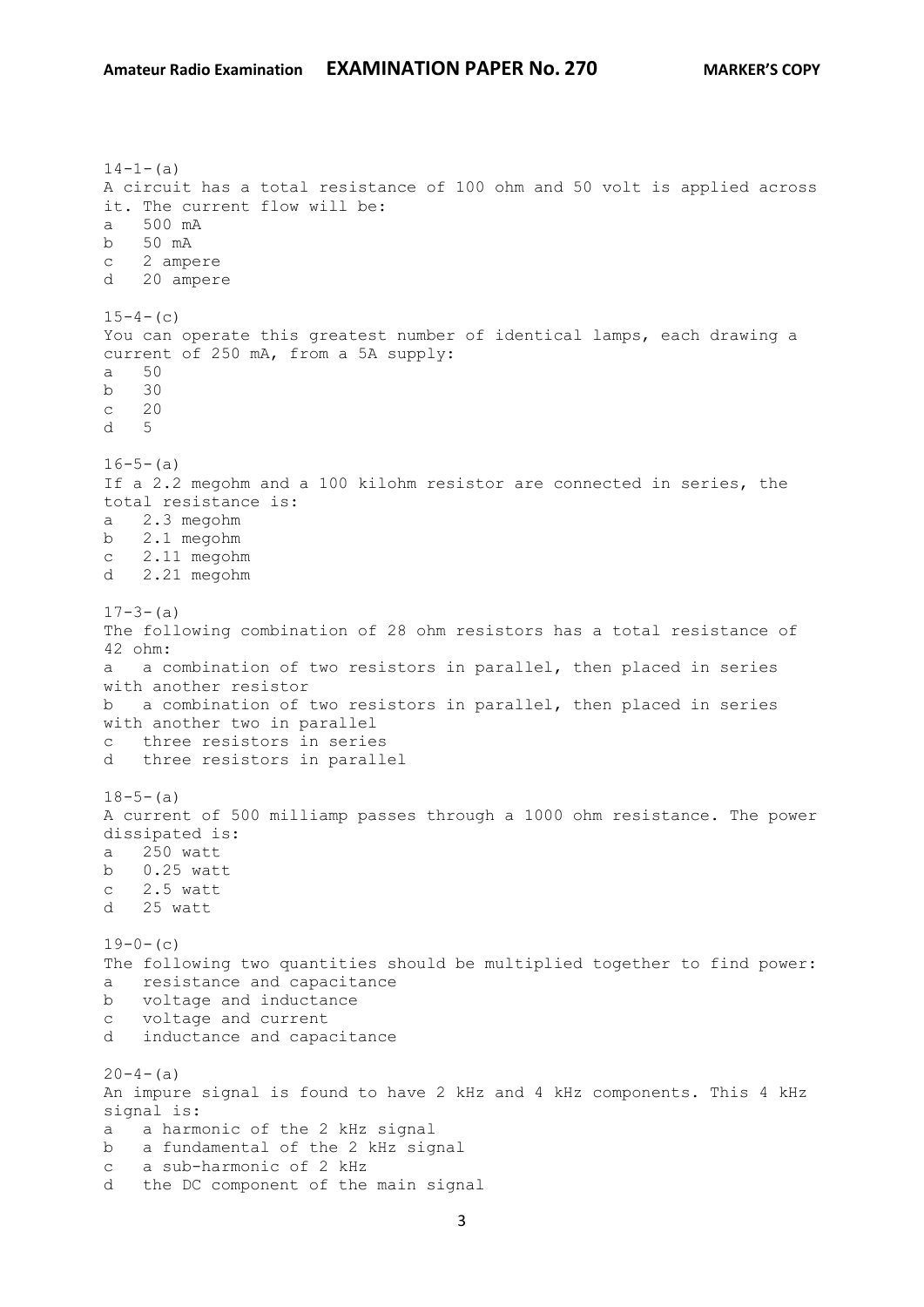14-1-(a)
A circuit has a total resistance of 100 ohm and 50 volt is applied across it. The current flow will be:
a   500 mA
b   50 mA
c   2 ampere
d   20 ampere

15-4-(c)
You can operate this greatest number of identical lamps, each drawing a current of 250 mA, from a 5A supply:
a   50
b   30
c   20
d   5

16-5-(a)
If a 2.2 megohm and a 100 kilohm resistor are connected in series, the total resistance is:
a   2.3 megohm
b   2.1 megohm
c   2.11 megohm
d   2.21 megohm

17-3-(a)
The following combination of 28 ohm resistors has a total resistance of 42 ohm:
a   a combination of two resistors in parallel, then placed in series with another resistor
b   a combination of two resistors in parallel, then placed in series with another two in parallel
c   three resistors in series
d   three resistors in parallel

18-5-(a)
A current of 500 milliamp passes through a 1000 ohm resistance. The power dissipated is:
a   250 watt
b   0.25 watt
c   2.5 watt
d   25 watt

19-0-(c)
The following two quantities should be multiplied together to find power:
a   resistance and capacitance
b   voltage and inductance
c   voltage and current
d   inductance and capacitance

20-4-(a)
An impure signal is found to have 2 kHz and 4 kHz components. This 4 kHz signal is:
a   a harmonic of the 2 kHz signal
b   a fundamental of the 2 kHz signal
c   a sub-harmonic of 2 kHz
d   the DC component of the main signal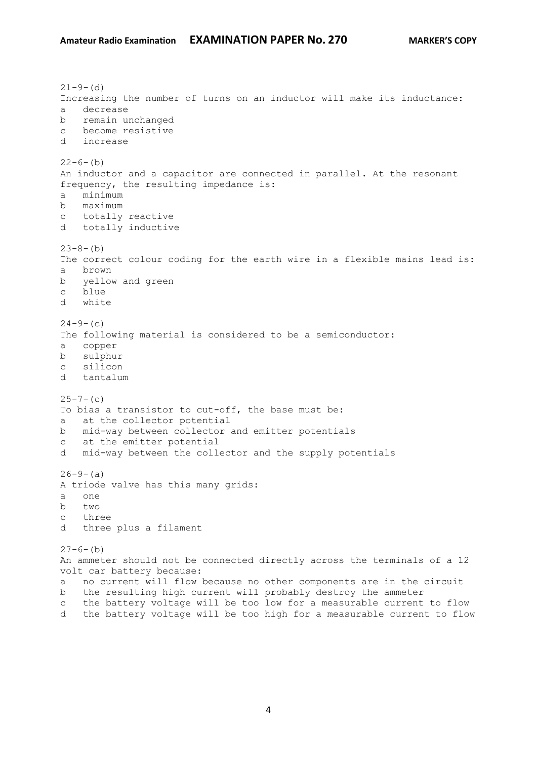21-9-(d)
Increasing the number of turns on an inductor will make its inductance:
a   decrease
b   remain unchanged
c   become resistive
d   increase

22-6-(b)
An inductor and a capacitor are connected in parallel. At the resonant frequency, the resulting impedance is:
a   minimum
b   maximum
c   totally reactive
d   totally inductive

23-8-(b)
The correct colour coding for the earth wire in a flexible mains lead is:
a   brown
b   yellow and green
c   blue
d   white

24-9-(c)
The following material is considered to be a semiconductor:
a   copper
b   sulphur
c   silicon
d   tantalum

25-7-(c)
To bias a transistor to cut-off, the base must be:
a   at the collector potential
b   mid-way between collector and emitter potentials
c   at the emitter potential
d   mid-way between the collector and the supply potentials

26-9-(a)
A triode valve has this many grids:
a   one
b   two
c   three
d   three plus a filament

27-6-(b)
An ammeter should not be connected directly across the terminals of a 12 volt car battery because:
a   no current will flow because no other components are in the circuit
b   the resulting high current will probably destroy the ammeter
c   the battery voltage will be too low for a measurable current to flow
d   the battery voltage will be too high for a measurable current to flow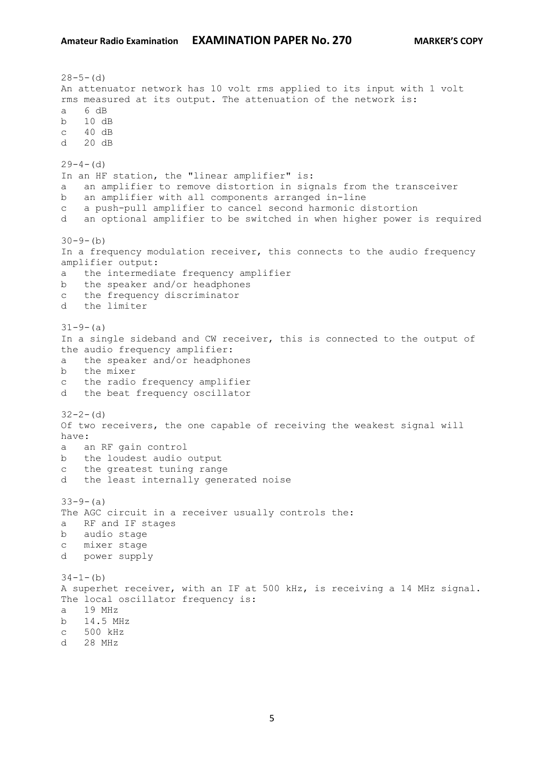28-5-(d)
An attenuator network has 10 volt rms applied to its input with 1 volt rms measured at its output. The attenuation of the network is:
a 6 dB
b 10 dB
c 40 dB
d 20 dB

29-4-(d)
In an HF station, the "linear amplifier" is:
a an amplifier to remove distortion in signals from the transceiver
b an amplifier with all components arranged in-line
c a push-pull amplifier to cancel second harmonic distortion
d an optional amplifier to be switched in when higher power is required

30-9-(b)
In a frequency modulation receiver, this connects to the audio frequency amplifier output:
a the intermediate frequency amplifier
b the speaker and/or headphones
c the frequency discriminator
d the limiter

31-9-(a)
In a single sideband and CW receiver, this is connected to the output of the audio frequency amplifier:
a the speaker and/or headphones
b the mixer
c the radio frequency amplifier
d the beat frequency oscillator

32-2-(d)
Of two receivers, the one capable of receiving the weakest signal will have:
a an RF gain control
b the loudest audio output
c the greatest tuning range
d the least internally generated noise

33-9-(a)
The AGC circuit in a receiver usually controls the:
a RF and IF stages
b audio stage
c mixer stage
d power supply

34-1-(b)
A superhet receiver, with an IF at 500 kHz, is receiving a 14 MHz signal. The local oscillator frequency is:
a 19 MHz
b 14.5 MHz
c 500 kHz
d 28 MHz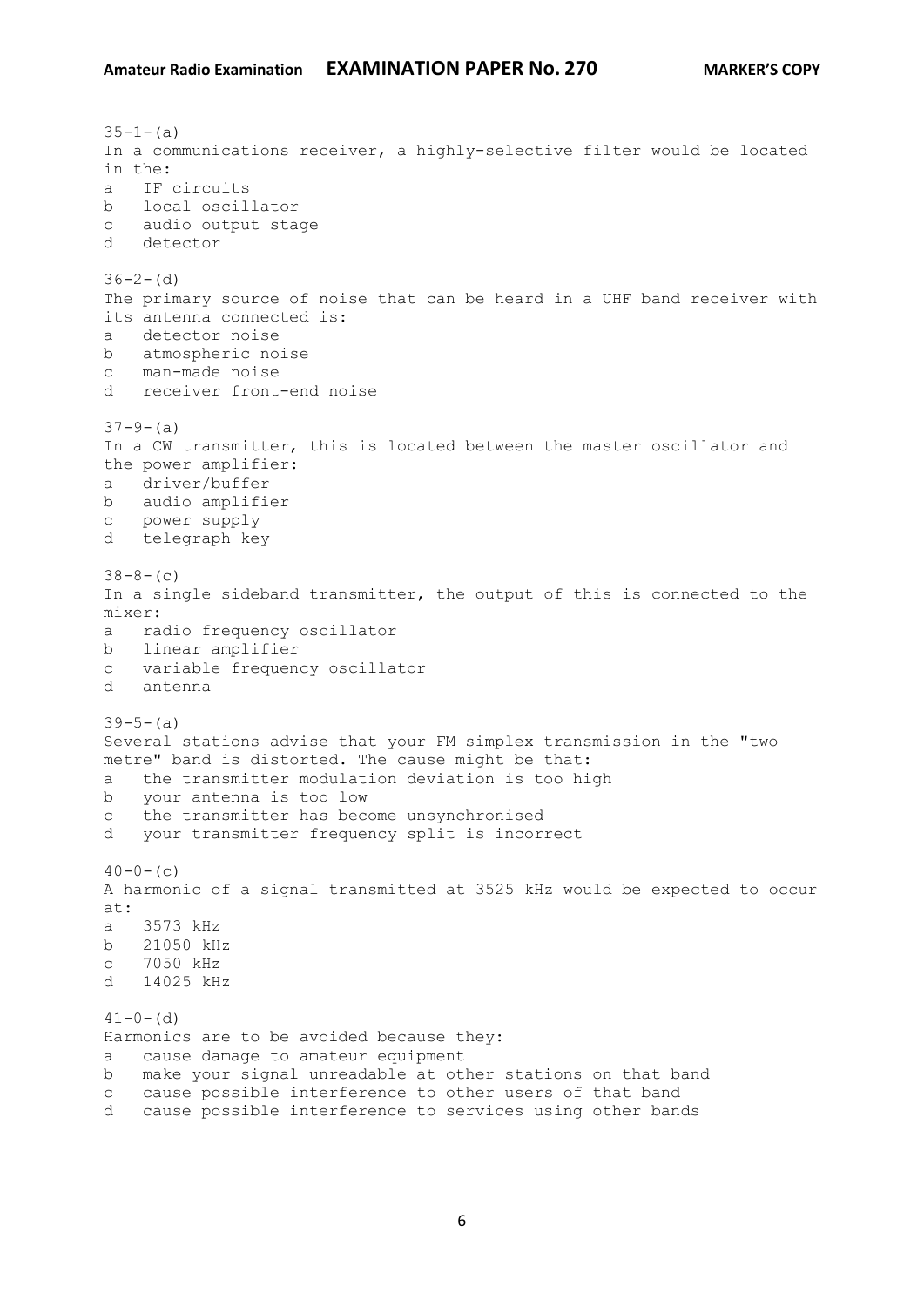35-1-(a)
In a communications receiver, a highly-selective filter would be located in the:
a   IF circuits
b   local oscillator
c   audio output stage
d   detector

36-2-(d)
The primary source of noise that can be heard in a UHF band receiver with its antenna connected is:
a   detector noise
b   atmospheric noise
c   man-made noise
d   receiver front-end noise

37-9-(a)
In a CW transmitter, this is located between the master oscillator and the power amplifier:
a   driver/buffer
b   audio amplifier
c   power supply
d   telegraph key

38-8-(c)
In a single sideband transmitter, the output of this is connected to the mixer:
a   radio frequency oscillator
b   linear amplifier
c   variable frequency oscillator
d   antenna

39-5-(a)
Several stations advise that your FM simplex transmission in the "two metre" band is distorted. The cause might be that:
a   the transmitter modulation deviation is too high
b   your antenna is too low
c   the transmitter has become unsynchronised
d   your transmitter frequency split is incorrect

40-0-(c)
A harmonic of a signal transmitted at 3525 kHz would be expected to occur at:
a   3573 kHz
b   21050 kHz
c   7050 kHz
d   14025 kHz

41-0-(d)
Harmonics are to be avoided because they:
a   cause damage to amateur equipment
b   make your signal unreadable at other stations on that band
c   cause possible interference to other users of that band
d   cause possible interference to services using other bands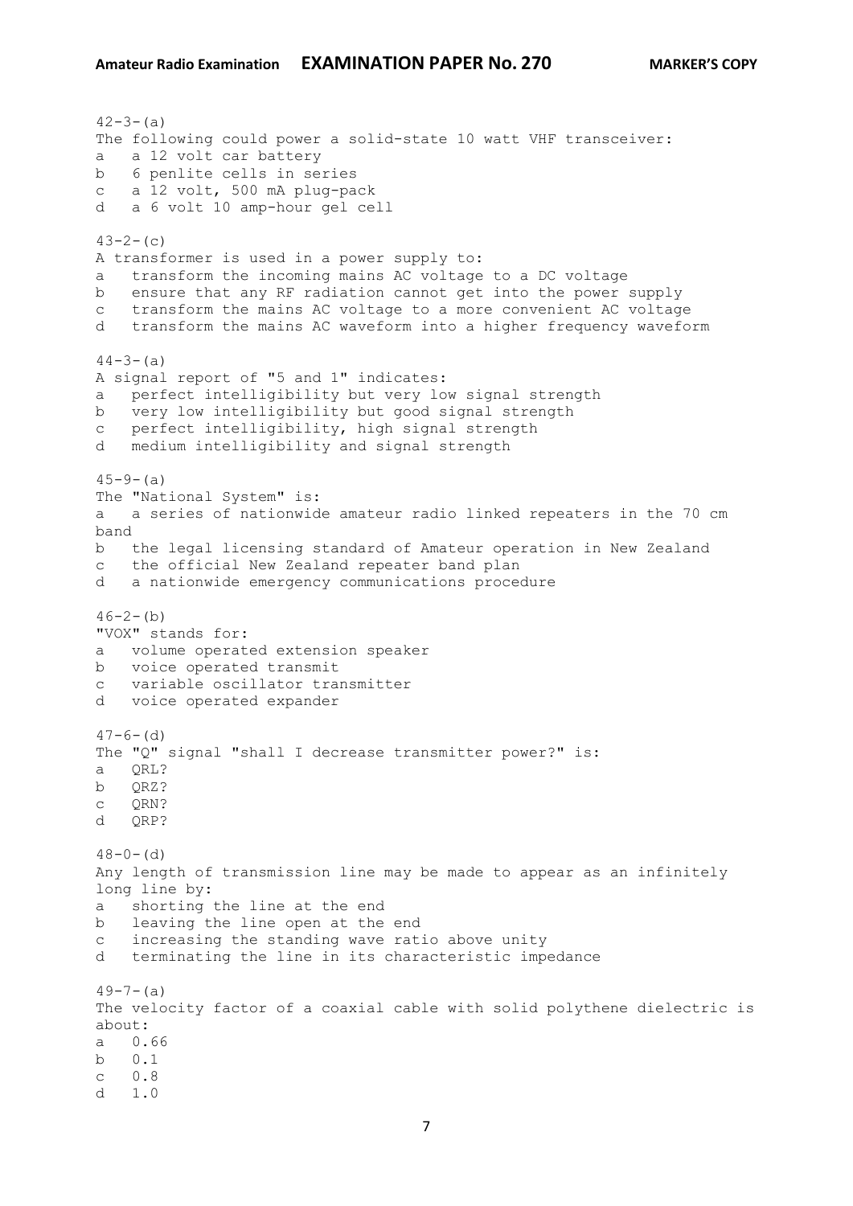42-3-(a)
The following could power a solid-state 10 watt VHF transceiver:
a   a 12 volt car battery
b   6 penlite cells in series
c   a 12 volt, 500 mA plug-pack
d   a 6 volt 10 amp-hour gel cell

43-2-(c)
A transformer is used in a power supply to:
a   transform the incoming mains AC voltage to a DC voltage
b   ensure that any RF radiation cannot get into the power supply
c   transform the mains AC voltage to a more convenient AC voltage
d   transform the mains AC waveform into a higher frequency waveform

44-3-(a)
A signal report of "5 and 1" indicates:
a   perfect intelligibility but very low signal strength
b   very low intelligibility but good signal strength
c   perfect intelligibility, high signal strength
d   medium intelligibility and signal strength

45-9-(a)
The "National System" is:
a   a series of nationwide amateur radio linked repeaters in the 70 cm band
b   the legal licensing standard of Amateur operation in New Zealand
c   the official New Zealand repeater band plan
d   a nationwide emergency communications procedure

46-2-(b)
"VOX" stands for:
a   volume operated extension speaker
b   voice operated transmit
c   variable oscillator transmitter
d   voice operated expander

47-6-(d)
The "Q" signal "shall I decrease transmitter power?" is:
a   QRL?
b   QRZ?
c   QRN?
d   QRP?

48-0-(d)
Any length of transmission line may be made to appear as an infinitely long line by:
a   shorting the line at the end
b   leaving the line open at the end
c   increasing the standing wave ratio above unity
d   terminating the line in its characteristic impedance

49-7-(a)
The velocity factor of a coaxial cable with solid polythene dielectric is about:
a   0.66
b   0.1
c   0.8
d   1.0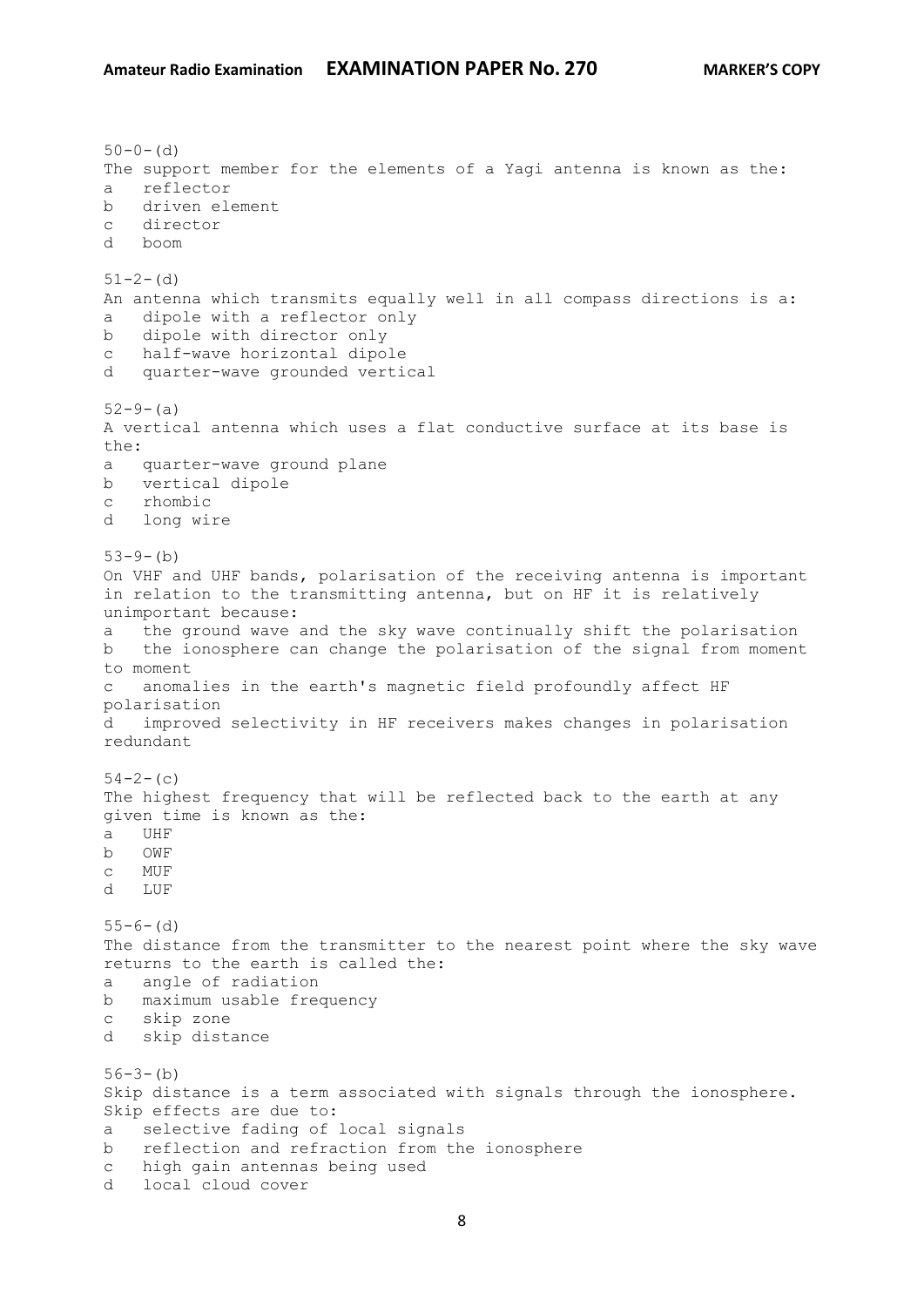50-0-(d)
The support member for the elements of a Yagi antenna is known as the:
a   reflector
b   driven element
c   director
d   boom

51-2-(d)
An antenna which transmits equally well in all compass directions is a:
a   dipole with a reflector only
b   dipole with director only
c   half-wave horizontal dipole
d   quarter-wave grounded vertical

52-9-(a)
A vertical antenna which uses a flat conductive surface at its base is the:
a   quarter-wave ground plane
b   vertical dipole
c   rhombic
d   long wire

53-9-(b)
On VHF and UHF bands, polarisation of the receiving antenna is important in relation to the transmitting antenna, but on HF it is relatively unimportant because:
a   the ground wave and the sky wave continually shift the polarisation
b   the ionosphere can change the polarisation of the signal from moment to moment
c   anomalies in the earth's magnetic field profoundly affect HF polarisation
d   improved selectivity in HF receivers makes changes in polarisation redundant

54-2-(c)
The highest frequency that will be reflected back to the earth at any given time is known as the:
a   UHF
b   OWF
c   MUF
d   LUF

55-6-(d)
The distance from the transmitter to the nearest point where the sky wave returns to the earth is called the:
a   angle of radiation
b   maximum usable frequency
c   skip zone
d   skip distance

56-3-(b)
Skip distance is a term associated with signals through the ionosphere. Skip effects are due to:
a   selective fading of local signals
b   reflection and refraction from the ionosphere
c   high gain antennas being used
d   local cloud cover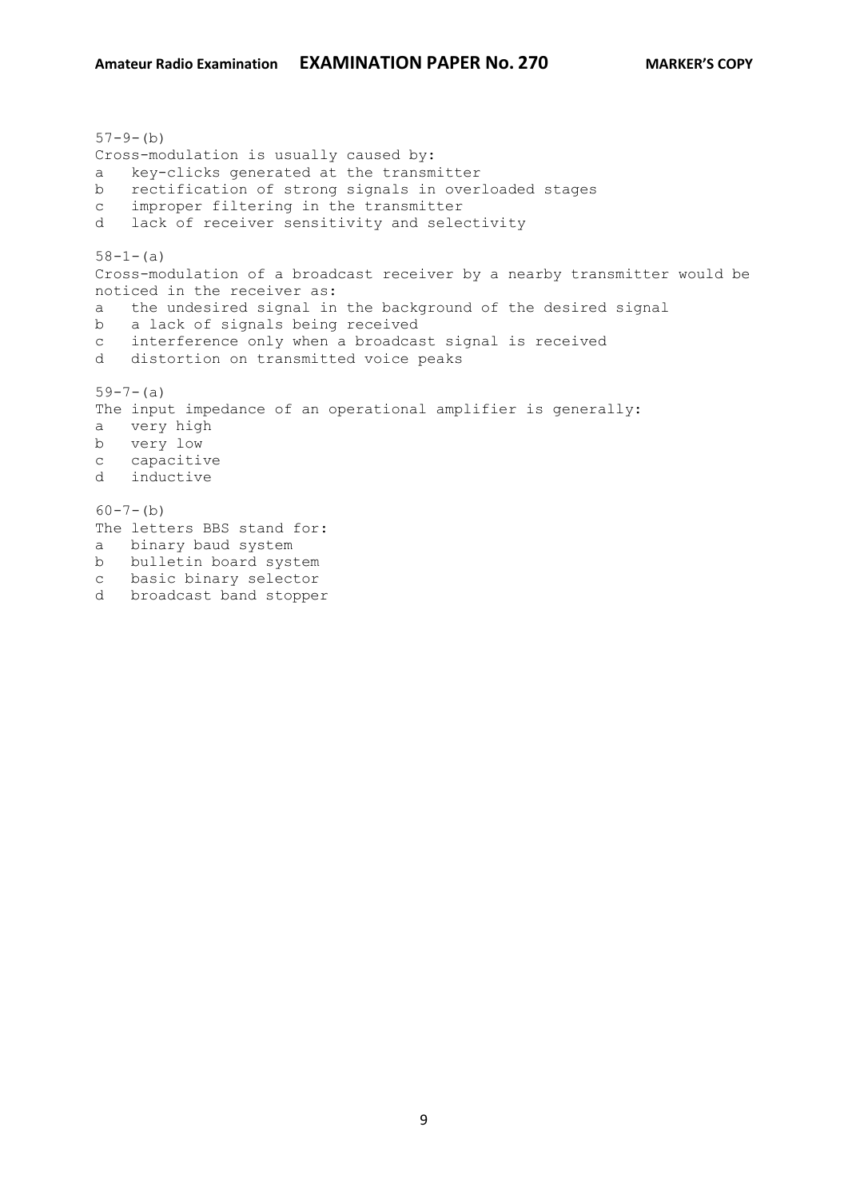57-9-(b)
Cross-modulation is usually caused by:
a   key-clicks generated at the transmitter
b   rectification of strong signals in overloaded stages
c   improper filtering in the transmitter
d   lack of receiver sensitivity and selectivity

58-1-(a)
Cross-modulation of a broadcast receiver by a nearby transmitter would be noticed in the receiver as:
a   the undesired signal in the background of the desired signal
b   a lack of signals being received
c   interference only when a broadcast signal is received
d   distortion on transmitted voice peaks

59-7-(a)
The input impedance of an operational amplifier is generally:
a   very high
b   very low
c   capacitive
d   inductive

60-7-(b)
The letters BBS stand for:
a   binary baud system
b   bulletin board system
c   basic binary selector
d   broadcast band stopper